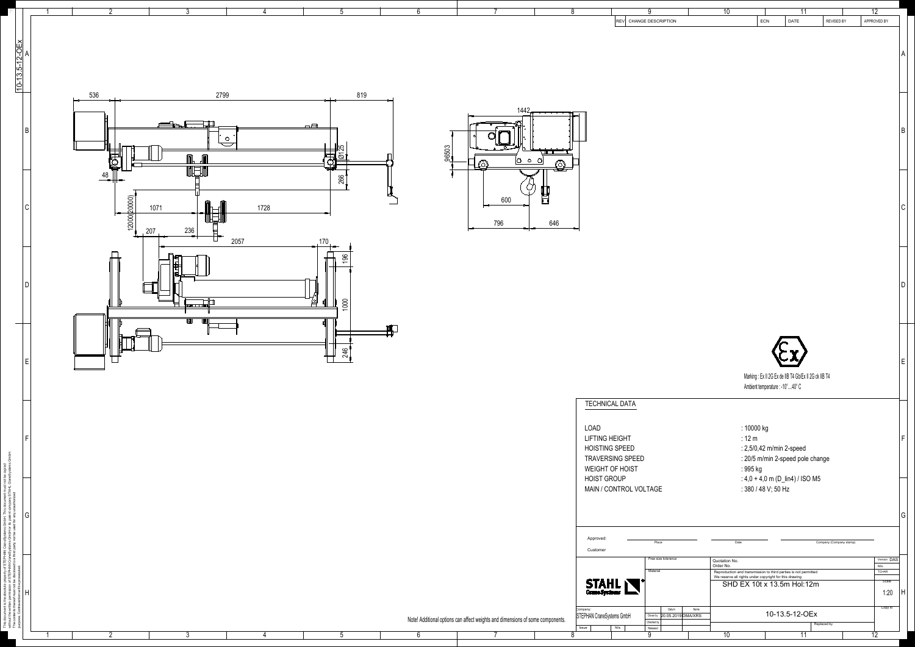| REV | CHANGE DESCRIPTION | ECN | DATE | REVISED BY | APPROVED BY |
| --- | --- | --- | --- | --- | --- |
| | | | | | |

536 2799 819

48

12000(20000) 1071 1728

207 236 2057 170

196 1000 246

Ø125 266

1442

96503

600

796 646

Marking : Ex II 2G Ex de IIB T4 Gb/Ex II 2G ck IIB T4

Ambient temperature : -10°...40° C

## TECHNICAL DATA

| | |
| --- | --- |
| LOAD | : 10000 kg |
| LIFTING HEIGHT | : 12 m |
| HOISTING SPEED | : 2,5/0,42 m/min 2-speed |
| TRAVERSING SPEED | : 20/5 m/min 2-speed pole change |
| WEIGHT OF HOIST | : 995 kg |
| HOIST GROUP | : 4,0 + 4,0 m (D_lin4) / ISO M5 |
| MAIN / CONTROL VOLTAGE | : 380 / 48 V; 50 Hz |

Approved: Place Date Company (Company stamp)

Customer

Free size tolerance

Material

Quotation No.

Order No.

Reproduction and transmission to third parties is not permitted

We reserve all rights under copyright for this drawing

**SHD EX 10t x 13.5m Hol:12m**

Version DAS

Scale 1:20

Company: STEPHAN CraneSystems GmbH

| | Datum | Name |
| --- | --- | --- |
| Drawn by | 20.05.2019 | DMA/XRS |
| Checked by | | |
| Released | | |

Issue N/a

**10-13.5-12-OEx**

Replaced by

Copy to

Note! Additional options can affect weights and dimensions of some components.

10-13.5-12-OEx

This document is the absolute property of STEPHAN CraneSystems GmbH. This document must not be copied without the written permission of STEPHAN CraneSystems GmbH or its parent company STAHL CraneSystems GmbH. The content thereof must not be disclosed to a third party nor be used for any unauthorised purpose. Contravention will be prosecuted.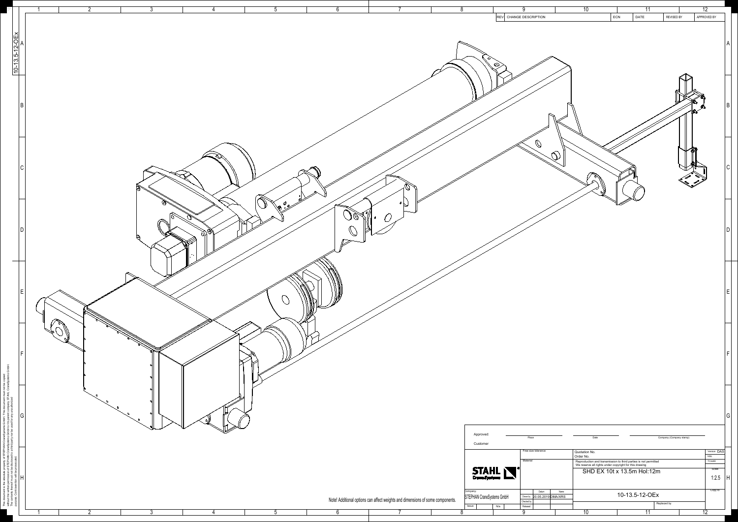| REV | CHANGE DESCRIPTION | ECN | DATE | REVISED BY | APPROVED BY |
|---|---|---|---|---|---|
| | | | | | |

Note! Additional options can affect weights and dimensions of some components.

Approved:

Customer

Place

Date

Company (Company stamp)

| | | |
|---|---|---|
| Free size tolerance | Quotation No. | Version: DAS |
| Material | Order No. | NSL |
| | Reproduction and transmission to third parties is not permitted. We reserve all rights under copyright for this drawing | TCHAR |
| | SHD EX 10t x 13.5m Hol:12m | Scale 1:2.5 |

STAHL CraneSystems

| Company: | | Datum | Name |
|---|---|---|---|
| STEPHAN CraneSystems GmbH | Drawn by | 20.05.2019 | DMA/XRS |
| | Checked by | | |
| Issue N/a | Released | | |

10-13.5-12-OEx

Replaced by

Copy to

10-13.5-12-OEx

This document is the absolute property of STEPHAN CraneSystems GmbH. This document must not be copied without the written permission of STEPHAN CraneSystems GmbH or its parent company STAHL CraneSystems GmbH. The contents thereof must not be disclosed to a third party nor be used for any unauthorized purpose. Contravention will be prosecuted.